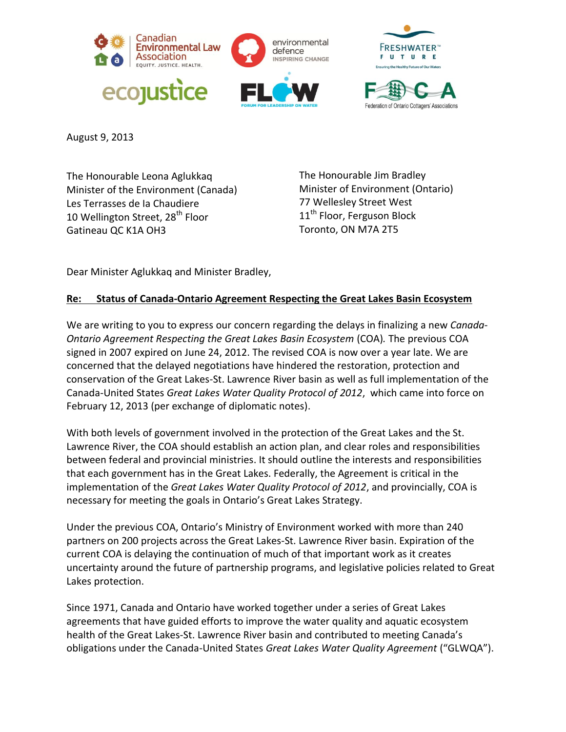August 9, 2013

The Honourable Leona Aglukkaq
Minister of the Environment (Canada)
Les Terrasses de la Chaudiere
10 Wellington Street, 28th Floor
Gatineau QC K1A OH3

The Honourable Jim Bradley
Minister of Environment (Ontario)
77 Wellesley Street West
11th Floor, Ferguson Block
Toronto, ON M7A 2T5

Dear Minister Aglukkaq and Minister Bradley,

**Re: Status of Canada-Ontario Agreement Respecting the Great Lakes Basin Ecosystem**

We are writing to you to express our concern regarding the delays in finalizing a new *Canada-Ontario Agreement Respecting the Great Lakes Basin Ecosystem* (COA). The previous COA signed in 2007 expired on June 24, 2012. The revised COA is now over a year late. We are concerned that the delayed negotiations have hindered the restoration, protection and conservation of the Great Lakes-St. Lawrence River basin as well as full implementation of the Canada-United States *Great Lakes Water Quality Protocol of 2012*, which came into force on February 12, 2013 (per exchange of diplomatic notes).

With both levels of government involved in the protection of the Great Lakes and the St. Lawrence River, the COA should establish an action plan, and clear roles and responsibilities between federal and provincial ministries. It should outline the interests and responsibilities that each government has in the Great Lakes. Federally, the Agreement is critical in the implementation of the *Great Lakes Water Quality Protocol of 2012*, and provincially, COA is necessary for meeting the goals in Ontario's Great Lakes Strategy.

Under the previous COA, Ontario's Ministry of Environment worked with more than 240 partners on 200 projects across the Great Lakes-St. Lawrence River basin. Expiration of the current COA is delaying the continuation of much of that important work as it creates uncertainty around the future of partnership programs, and legislative policies related to Great Lakes protection.

Since 1971, Canada and Ontario have worked together under a series of Great Lakes agreements that have guided efforts to improve the water quality and aquatic ecosystem health of the Great Lakes-St. Lawrence River basin and contributed to meeting Canada's obligations under the Canada-United States *Great Lakes Water Quality Agreement* ("GLWQA").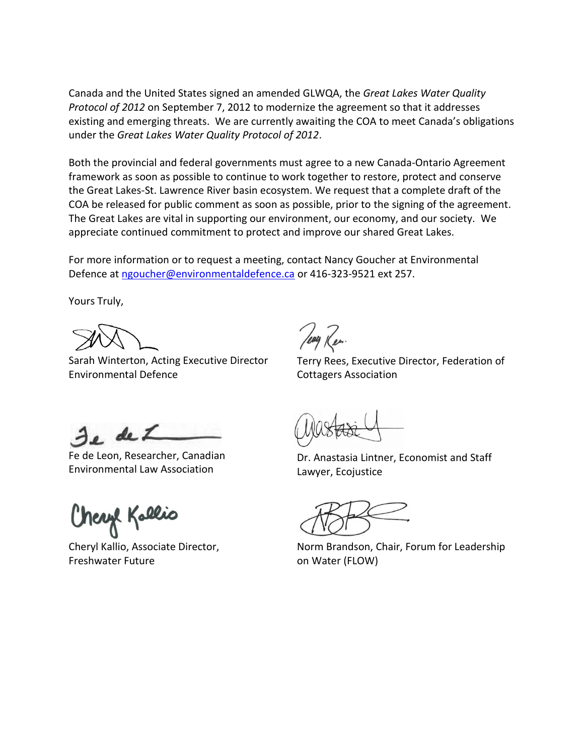Canada and the United States signed an amended GLWQA, the *Great Lakes Water Quality Protocol of 2012* on September 7, 2012 to modernize the agreement so that it addresses existing and emerging threats. We are currently awaiting the COA to meet Canada's obligations under the *Great Lakes Water Quality Protocol of 2012*.

Both the provincial and federal governments must agree to a new Canada-Ontario Agreement framework as soon as possible to continue to work together to restore, protect and conserve the Great Lakes-St. Lawrence River basin ecosystem. We request that a complete draft of the COA be released for public comment as soon as possible, prior to the signing of the agreement. The Great Lakes are vital in supporting our environment, our economy, and our society. We appreciate continued commitment to protect and improve our shared Great Lakes.

For more information or to request a meeting, contact Nancy Goucher at Environmental Defence at ngoucher@environmentaldefence.ca or 416-323-9521 ext 257.

Yours Truly,

Sarah Winterton, Acting Executive Director
Environmental Defence

Terry Rees, Executive Director, Federation of Cottagers Association

Fe de Leon, Researcher, Canadian Environmental Law Association

Dr. Anastasia Lintner, Economist and Staff Lawyer, Ecojustice

Cheryl Kallio, Associate Director, Freshwater Future

Norm Brandson, Chair, Forum for Leadership on Water (FLOW)